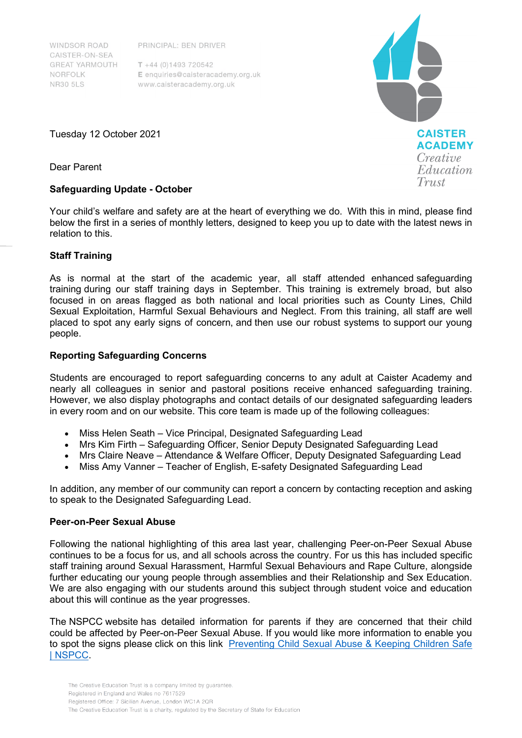WINDSOR ROAD
CAISTER-ON-SEA
GREAT YARMOUTH
NORFOLK
NR30 5LS

PRINCIPAL: BEN DRIVER

T +44 (0)1493 720542
E enquiries@caisteracademy.org.uk
www.caisteracademy.org.uk

CAISTER ACADEMY
*Creative Education Trust*

Tuesday 12 October 2021

Dear Parent

**Safeguarding Update - October**

Your child's welfare and safety are at the heart of everything we do. With this in mind, please find below the first in a series of monthly letters, designed to keep you up to date with the latest news in relation to this.

**Staff Training**

As is normal at the start of the academic year, all staff attended enhanced safeguarding training during our staff training days in September. This training is extremely broad, but also focused in on areas flagged as both national and local priorities such as County Lines, Child Sexual Exploitation, Harmful Sexual Behaviours and Neglect. From this training, all staff are well placed to spot any early signs of concern, and then use our robust systems to support our young people.

**Reporting Safeguarding Concerns**

Students are encouraged to report safeguarding concerns to any adult at Caister Academy and nearly all colleagues in senior and pastoral positions receive enhanced safeguarding training. However, we also display photographs and contact details of our designated safeguarding leaders in every room and on our website. This core team is made up of the following colleagues:

- Miss Helen Seath – Vice Principal, Designated Safeguarding Lead
- Mrs Kim Firth – Safeguarding Officer, Senior Deputy Designated Safeguarding Lead
- Mrs Claire Neave – Attendance & Welfare Officer, Deputy Designated Safeguarding Lead
- Miss Amy Vanner – Teacher of English, E-safety Designated Safeguarding Lead

In addition, any member of our community can report a concern by contacting reception and asking to speak to the Designated Safeguarding Lead.

**Peer-on-Peer Sexual Abuse**

Following the national highlighting of this area last year, challenging Peer-on-Peer Sexual Abuse continues to be a focus for us, and all schools across the country. For us this has included specific staff training around Sexual Harassment, Harmful Sexual Behaviours and Rape Culture, alongside further educating our young people through assemblies and their Relationship and Sex Education. We are also engaging with our students around this subject through student voice and education about this will continue as the year progresses.

The NSPCC website has detailed information for parents if they are concerned that their child could be affected by Peer-on-Peer Sexual Abuse. If you would like more information to enable you to spot the signs please click on this link [Preventing Child Sexual Abuse & Keeping Children Safe | NSPCC](#).

The Creative Education Trust is a company limited by guarantee.
Registered in England and Wales no 7617529
Registered Office: 7 Sicilian Avenue, London WC1A 2QR
The Creative Education Trust is a charity, regulated by the Secretary of State for Education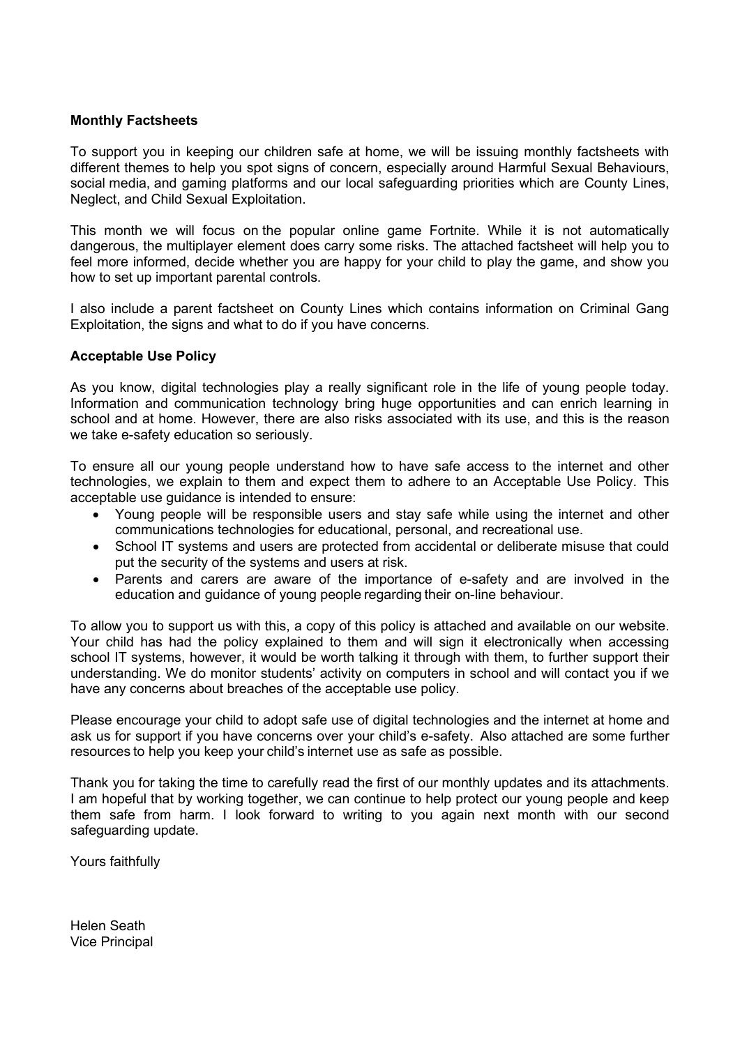**Monthly Factsheets**

To support you in keeping our children safe at home, we will be issuing monthly factsheets with different themes to help you spot signs of concern, especially around Harmful Sexual Behaviours, social media, and gaming platforms and our local safeguarding priorities which are County Lines, Neglect, and Child Sexual Exploitation.

This month we will focus on the popular online game Fortnite. While it is not automatically dangerous, the multiplayer element does carry some risks. The attached factsheet will help you to feel more informed, decide whether you are happy for your child to play the game, and show you how to set up important parental controls.

I also include a parent factsheet on County Lines which contains information on Criminal Gang Exploitation, the signs and what to do if you have concerns.

**Acceptable Use Policy**

As you know, digital technologies play a really significant role in the life of young people today. Information and communication technology bring huge opportunities and can enrich learning in school and at home. However, there are also risks associated with its use, and this is the reason we take e-safety education so seriously.

To ensure all our young people understand how to have safe access to the internet and other technologies, we explain to them and expect them to adhere to an Acceptable Use Policy. This acceptable use guidance is intended to ensure:

- Young people will be responsible users and stay safe while using the internet and other communications technologies for educational, personal, and recreational use.
- School IT systems and users are protected from accidental or deliberate misuse that could put the security of the systems and users at risk.
- Parents and carers are aware of the importance of e-safety and are involved in the education and guidance of young people regarding their on-line behaviour.

To allow you to support us with this, a copy of this policy is attached and available on our website. Your child has had the policy explained to them and will sign it electronically when accessing school IT systems, however, it would be worth talking it through with them, to further support their understanding. We do monitor students' activity on computers in school and will contact you if we have any concerns about breaches of the acceptable use policy.

Please encourage your child to adopt safe use of digital technologies and the internet at home and ask us for support if you have concerns over your child's e-safety. Also attached are some further resources to help you keep your child's internet use as safe as possible.

Thank you for taking the time to carefully read the first of our monthly updates and its attachments. I am hopeful that by working together, we can continue to help protect our young people and keep them safe from harm. I look forward to writing to you again next month with our second safeguarding update.

Yours faithfully

Helen Seath
Vice Principal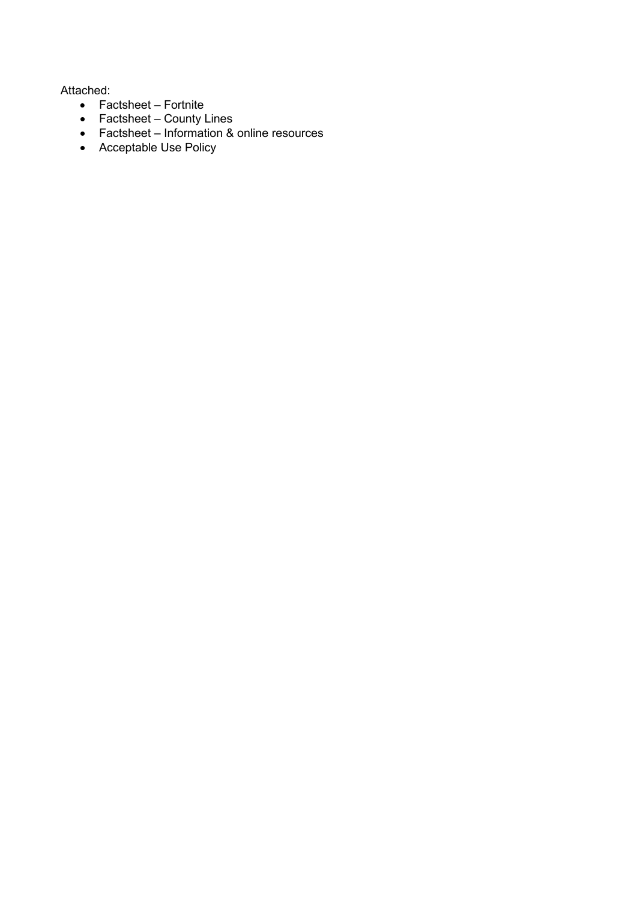Attached:

- Factsheet – Fortnite
- Factsheet – County Lines
- Factsheet – Information & online resources
- Acceptable Use Policy